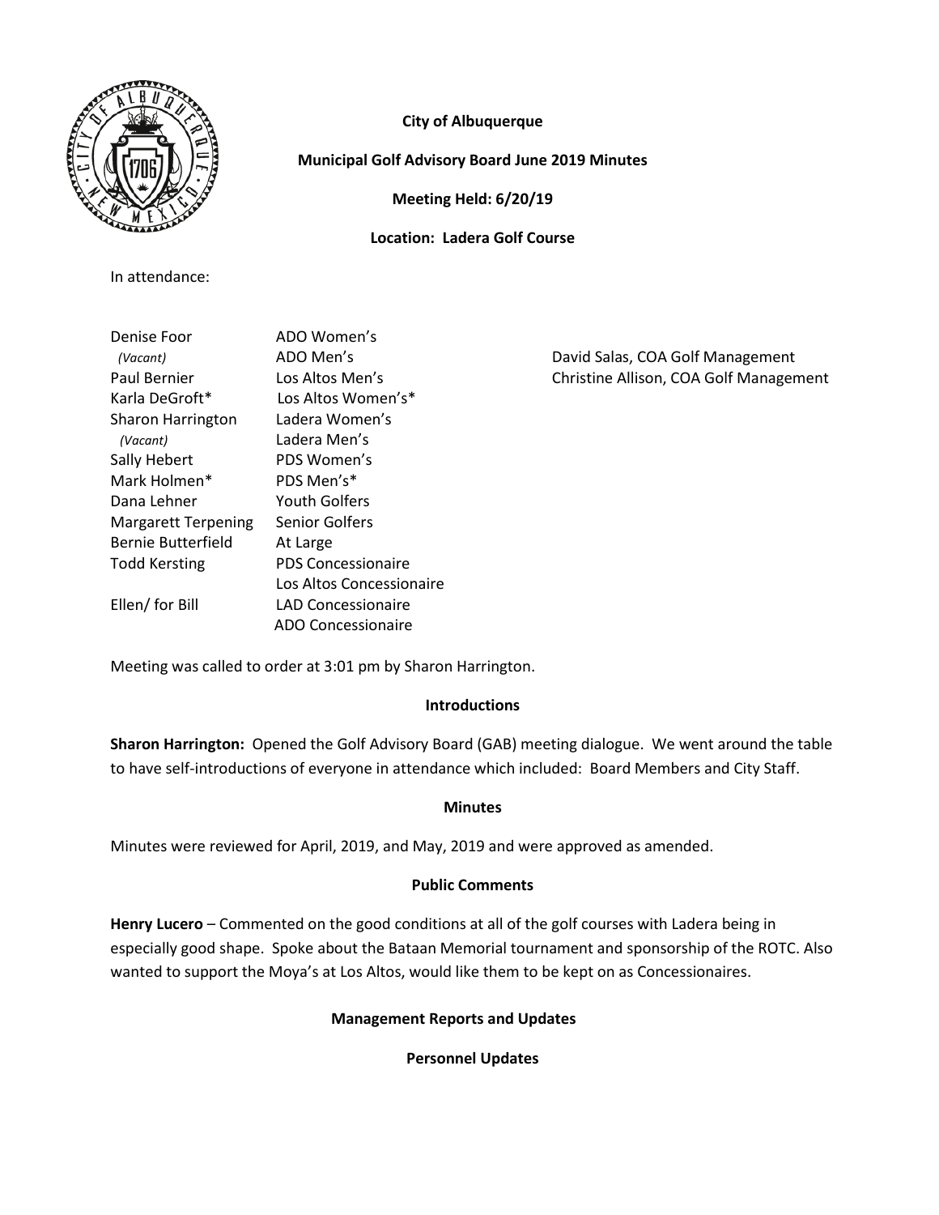**City of Albuquerque**

**Municipal Golf Advisory Board June 2019 Minutes**

**Meeting Held: 6/20/19**

**Location: Ladera Golf Course**

In attendance:

| | | |
|---|---|---|
| Denise Foor | ADO Women's | |
| *(Vacant)* | ADO Men's | David Salas, COA Golf Management |
| Paul Bernier | Los Altos Men's | Christine Allison, COA Golf Management |
| Karla DeGroft* | Los Altos Women's* | |
| Sharon Harrington | Ladera Women's | |
| *(Vacant)* | Ladera Men's | |
| Sally Hebert | PDS Women's | |
| Mark Holmen* | PDS Men's* | |
| Dana Lehner | Youth Golfers | |
| Margarett Terpening | Senior Golfers | |
| Bernie Butterfield | At Large | |
| Todd Kersting | PDS Concessionaire | |
| | Los Altos Concessionaire | |
| Ellen/ for Bill | LAD Concessionaire | |
| | ADO Concessionaire | |

Meeting was called to order at 3:01 pm by Sharon Harrington.

**Introductions**

**Sharon Harrington:** Opened the Golf Advisory Board (GAB) meeting dialogue. We went around the table to have self-introductions of everyone in attendance which included: Board Members and City Staff.

**Minutes**

Minutes were reviewed for April, 2019, and May, 2019 and were approved as amended.

**Public Comments**

**Henry Lucero** – Commented on the good conditions at all of the golf courses with Ladera being in especially good shape. Spoke about the Bataan Memorial tournament and sponsorship of the ROTC. Also wanted to support the Moya's at Los Altos, would like them to be kept on as Concessionaires.

**Management Reports and Updates**

**Personnel Updates**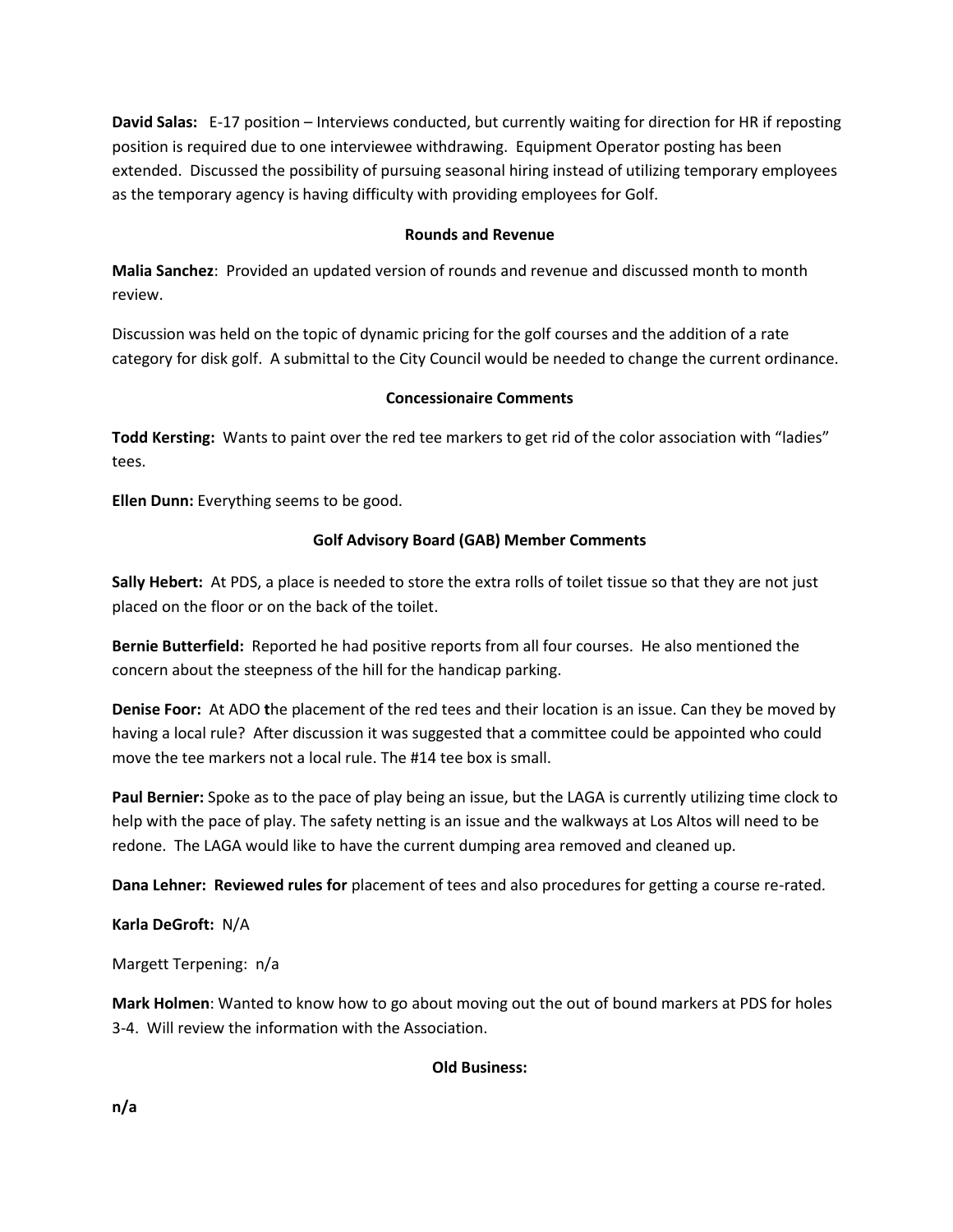**David Salas:** E-17 position – Interviews conducted, but currently waiting for direction for HR if reposting position is required due to one interviewee withdrawing. Equipment Operator posting has been extended. Discussed the possibility of pursuing seasonal hiring instead of utilizing temporary employees as the temporary agency is having difficulty with providing employees for Golf.

**Rounds and Revenue**

**Malia Sanchez**: Provided an updated version of rounds and revenue and discussed month to month review.

Discussion was held on the topic of dynamic pricing for the golf courses and the addition of a rate category for disk golf. A submittal to the City Council would be needed to change the current ordinance.

**Concessionaire Comments**

**Todd Kersting:** Wants to paint over the red tee markers to get rid of the color association with "ladies" tees.

**Ellen Dunn:** Everything seems to be good.

**Golf Advisory Board (GAB) Member Comments**

**Sally Hebert:** At PDS, a place is needed to store the extra rolls of toilet tissue so that they are not just placed on the floor or on the back of the toilet.

**Bernie Butterfield:** Reported he had positive reports from all four courses. He also mentioned the concern about the steepness of the hill for the handicap parking.

**Denise Foor:** At ADO **t**he placement of the red tees and their location is an issue. Can they be moved by having a local rule? After discussion it was suggested that a committee could be appointed who could move the tee markers not a local rule. The #14 tee box is small.

**Paul Bernier:** Spoke as to the pace of play being an issue, but the LAGA is currently utilizing time clock to help with the pace of play. The safety netting is an issue and the walkways at Los Altos will need to be redone. The LAGA would like to have the current dumping area removed and cleaned up.

**Dana Lehner: Reviewed rules for** placement of tees and also procedures for getting a course re-rated.

**Karla DeGroft:** N/A

Margett Terpening: n/a

**Mark Holmen**: Wanted to know how to go about moving out the out of bound markers at PDS for holes 3-4. Will review the information with the Association.

**Old Business:**

**n/a**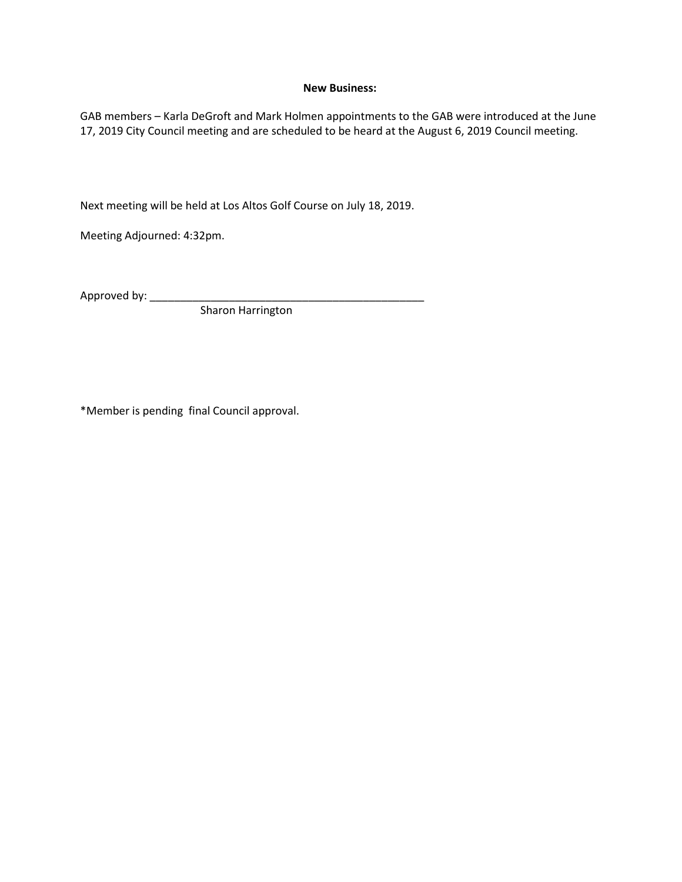**New Business:**

GAB members – Karla DeGroft and Mark Holmen appointments to the GAB were introduced at the June 17, 2019 City Council meeting and are scheduled to be heard at the August 6, 2019 Council meeting.

Next meeting will be held at Los Altos Golf Course on July 18, 2019.

Meeting Adjourned: 4:32pm.

Approved by: _______________________________________________
Sharon Harrington

*Member is pending final Council approval.